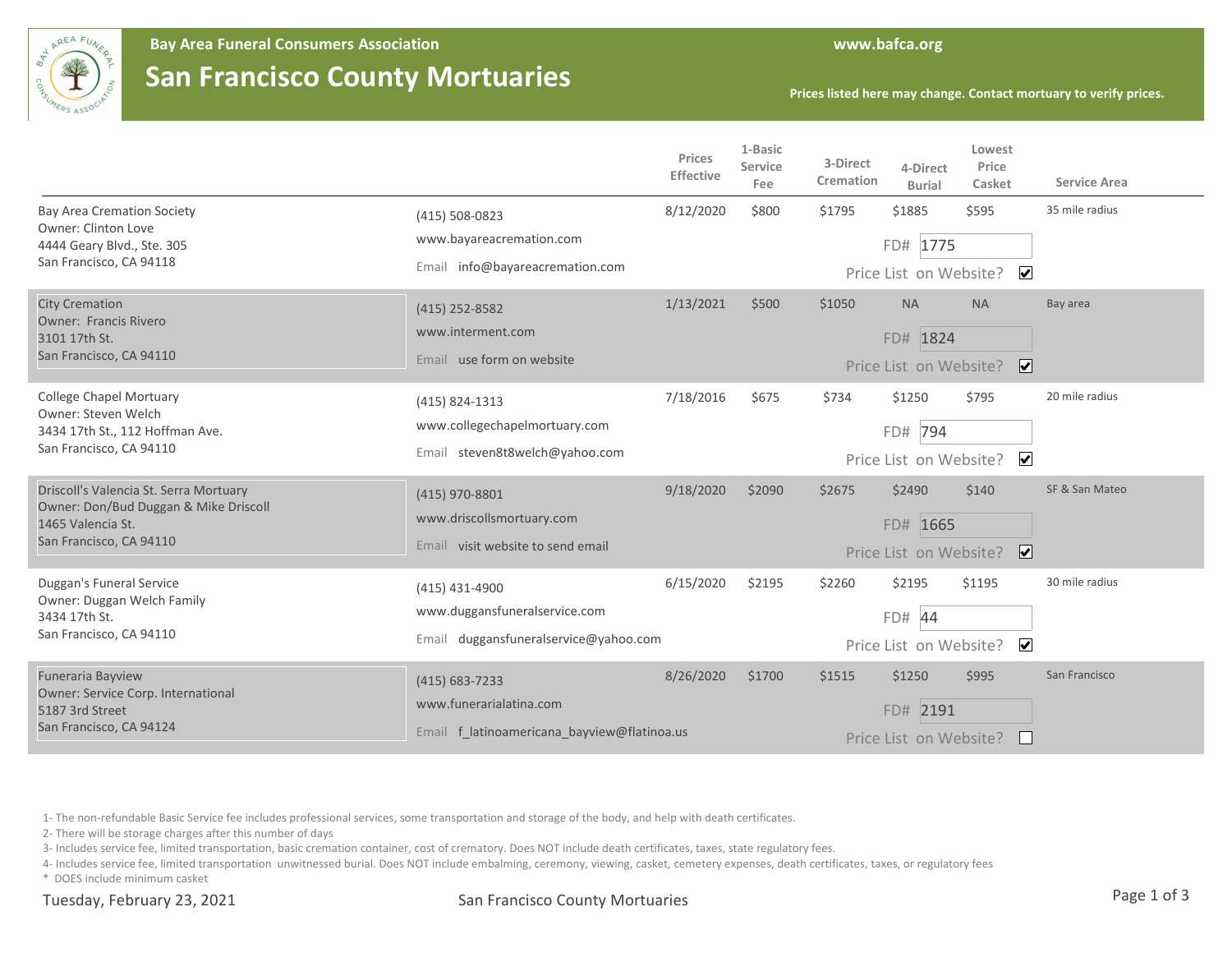**Bay Area Funeral Consumers Association**

# San Francisco County Mortuaries

www.bafca.org

Prices listed here may change. Contact mortuary to verify prices.

| Mortuary | Contact | Prices Effective | 1-Basic Service Fee | 3-Direct Cremation | 4-Direct Burial | Lowest Price Casket | Service Area |
|---|---|---|---|---|---|---|---|
| Bay Area Cremation Society<br>Owner: Clinton Love<br>4444 Geary Blvd., Ste. 305<br>San Francisco, CA 94118 | (415) 508-0823<br>www.bayareacremation.com<br>Email info@bayareacremation.com | 8/12/2020 | $800 | $1795 | $1885 | $595 | 35 mile radius |
| | | | | FD# 1775 | Price List on Website? ☑ | | |
| City Cremation<br>Owner: Francis Rivero<br>3101 17th St.<br>San Francisco, CA 94110 | (415) 252-8582<br>www.interment.com<br>Email use form on website | 1/13/2021 | $500 | $1050 | NA | NA | Bay area |
| | | | | FD# 1824 | Price List on Website? ☑ | | |
| College Chapel Mortuary<br>Owner: Steven Welch<br>3434 17th St., 112 Hoffman Ave.<br>San Francisco, CA 94110 | (415) 824-1313<br>www.collegechapelmortuary.com<br>Email steven8t8welch@yahoo.com | 7/18/2016 | $675 | $734 | $1250 | $795 | 20 mile radius |
| | | | | FD# 794 | Price List on Website? ☑ | | |
| Driscoll's Valencia St. Serra Mortuary<br>Owner: Don/Bud Duggan & Mike Driscoll<br>1465 Valencia St.<br>San Francisco, CA 94110 | (415) 970-8801<br>www.driscollsmortuary.com<br>Email visit website to send email | 9/18/2020 | $2090 | $2675 | $2490 | $140 | SF & San Mateo |
| | | | | FD# 1665 | Price List on Website? ☑ | | |
| Duggan's Funeral Service<br>Owner: Duggan Welch Family<br>3434 17th St.<br>San Francisco, CA 94110 | (415) 431-4900<br>www.duggansfuneralservice.com<br>Email duggansfuneralservice@yahoo.com | 6/15/2020 | $2195 | $2260 | $2195 | $1195 | 30 mile radius |
| | | | | FD# 44 | Price List on Website? ☑ | | |
| Funeraria Bayview<br>Owner: Service Corp. International<br>5187 3rd Street<br>San Francisco, CA 94124 | (415) 683-7233<br>www.funerarialatina.com<br>Email f_latinoamericana_bayview@flatinoa.us | 8/26/2020 | $1700 | $1515 | $1250 | $995 | San Francisco |
| | | | | FD# 2191 | Price List on Website? ☐ | | |

1- The non-refundable Basic Service fee includes professional services, some transportation and storage of the body, and help with death certificates.

2- There will be storage charges after this number of days

3- Includes service fee, limited transportation, basic cremation container, cost of crematory. Does NOT include death certificates, taxes, state regulatory fees.

4- Includes service fee, limited transportation unwitnessed burial. Does NOT include embalming, ceremony, viewing, casket, cemetery expenses, death certificates, taxes, or regulatory fees

\* DOES include minimum casket

Tuesday, February 23, 2021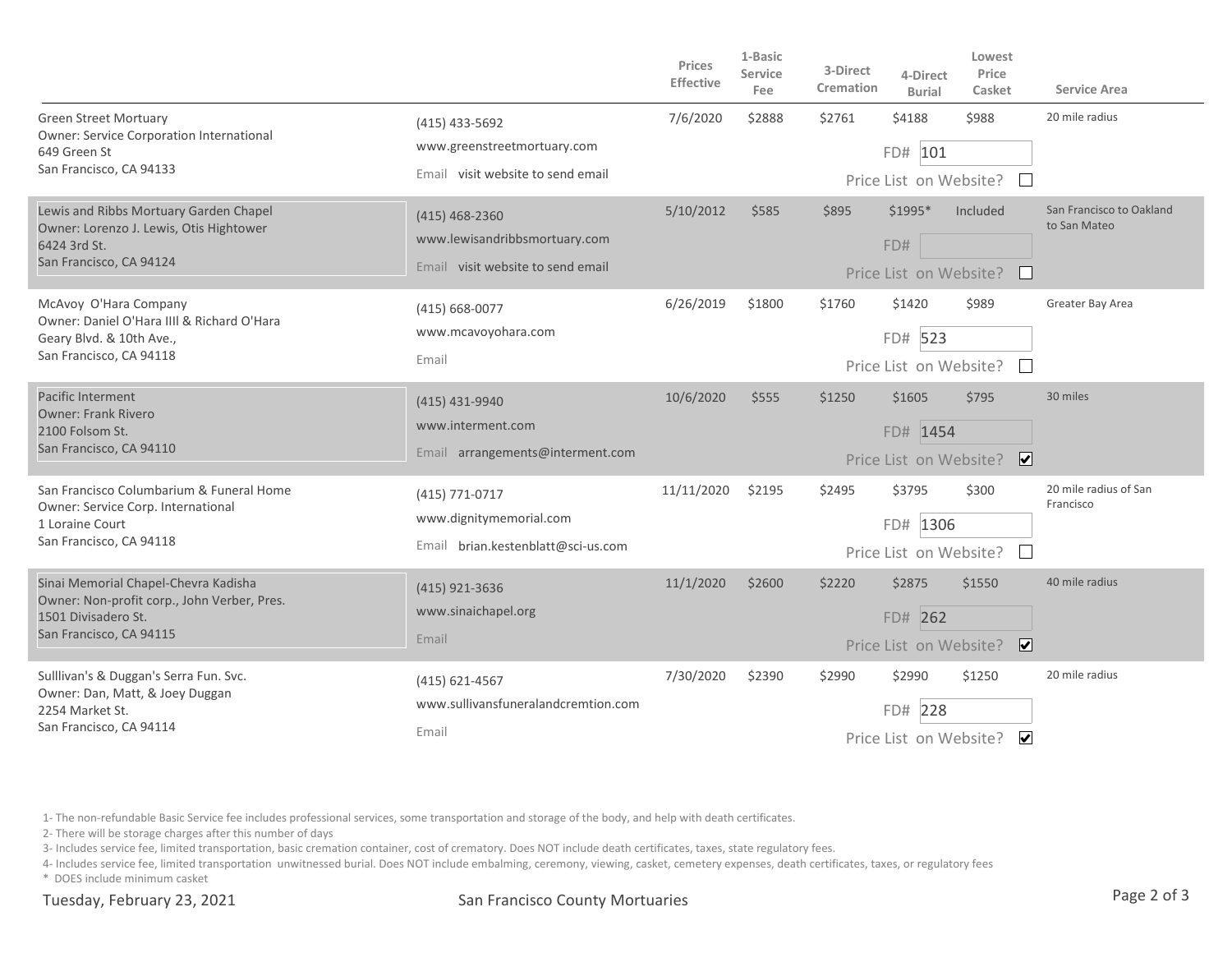| | | Prices Effective | 1-Basic Service Fee | 3-Direct Cremation | 4-Direct Burial | Lowest Price Casket | Service Area |
|---|---|---|---|---|---|---|---|
| Green Street Mortuary<br>Owner: Service Corporation International<br>649 Green St<br>San Francisco, CA 94133 | (415) 433-5692<br>www.greenstreetmortuary.com<br>Email visit website to send email | 7/6/2020 | $2888 | $2761 | $4188<br>FD# 101<br>Price List on Website? ☐ | $988 | 20 mile radius |
| Lewis and Ribbs Mortuary Garden Chapel<br>Owner: Lorenzo J. Lewis, Otis Hightower<br>6424 3rd St.<br>San Francisco, CA 94124 | (415) 468-2360<br>www.lewisandribbsmortuary.com<br>Email visit website to send email | 5/10/2012 | $585 | $895 | $1995*<br>FD#<br>Price List on Website? ☐ | Included | San Francisco to Oakland to San Mateo |
| McAvoy O'Hara Company<br>Owner: Daniel O'Hara IIII & Richard O'Hara<br>Geary Blvd. & 10th Ave.,<br>San Francisco, CA 94118 | (415) 668-0077<br>www.mcavoyohara.com<br>Email | 6/26/2019 | $1800 | $1760 | $1420<br>FD# 523<br>Price List on Website? ☐ | $989 | Greater Bay Area |
| Pacific Interment<br>Owner: Frank Rivero<br>2100 Folsom St.<br>San Francisco, CA 94110 | (415) 431-9940<br>www.interment.com<br>Email arrangements@interment.com | 10/6/2020 | $555 | $1250 | $1605<br>FD# 1454<br>Price List on Website? ☑ | $795 | 30 miles |
| San Francisco Columbarium & Funeral Home<br>Owner: Service Corp. International<br>1 Loraine Court<br>San Francisco, CA 94118 | (415) 771-0717<br>www.dignitymemorial.com<br>Email brian.kestenblatt@sci-us.com | 11/11/2020 | $2195 | $2495 | $3795<br>FD# 1306<br>Price List on Website? ☐ | $300 | 20 mile radius of San Francisco |
| Sinai Memorial Chapel-Chevra Kadisha<br>Owner: Non-profit corp., John Verber, Pres.<br>1501 Divisadero St.<br>San Francisco, CA 94115 | (415) 921-3636<br>www.sinaichapel.org<br>Email | 11/1/2020 | $2600 | $2220 | $2875<br>FD# 262<br>Price List on Website? ☑ | $1550 | 40 mile radius |
| Sulllivan's & Duggan's Serra Fun. Svc.<br>Owner: Dan, Matt, & Joey Duggan<br>2254 Market St.<br>San Francisco, CA 94114 | (415) 621-4567<br>www.sullivansfuneralandcremtion.com<br>Email | 7/30/2020 | $2390 | $2990 | $2990<br>FD# 228<br>Price List on Website? ☑ | $1250 | 20 mile radius |

1- The non-refundable Basic Service fee includes professional services, some transportation and storage of the body, and help with death certificates.

2- There will be storage charges after this number of days

3- Includes service fee, limited transportation, basic cremation container, cost of crematory. Does NOT include death certificates, taxes, state regulatory fees.

4- Includes service fee, limited transportation unwitnessed burial. Does NOT include embalming, ceremony, viewing, casket, cemetery expenses, death certificates, taxes, or regulatory fees

\* DOES include minimum casket

Tuesday, February 23, 2021 San Francisco County Mortuaries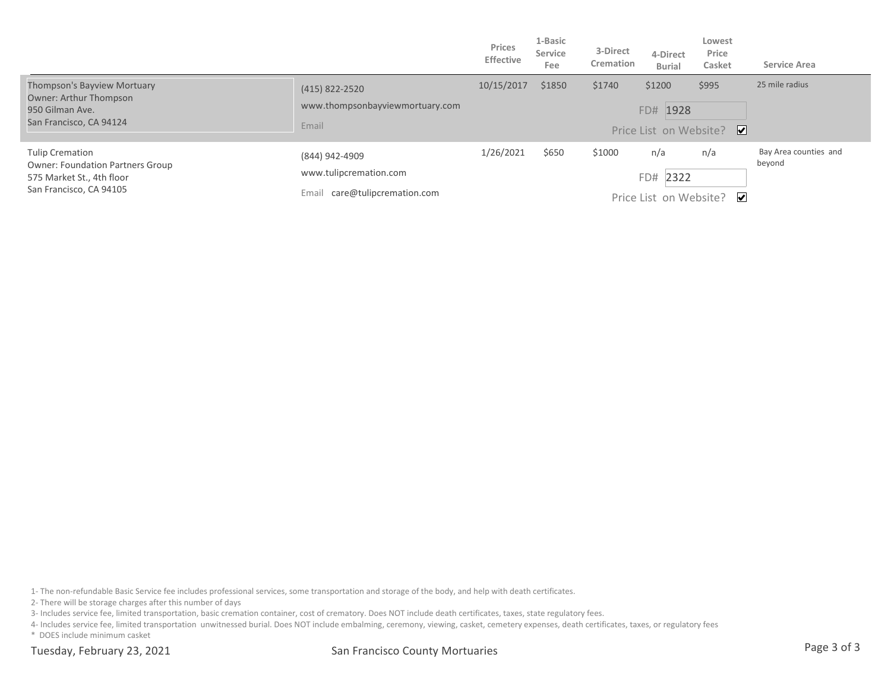| | | Prices Effective | 1-Basic Service Fee | 3-Direct Cremation | 4-Direct Burial | Lowest Price Casket | Service Area |
|---|---|---|---|---|---|---|---|
| Thompson's Bayview Mortuary<br>Owner: Arthur Thompson<br>950 Gilman Ave.<br>San Francisco, CA 94124 | (415) 822-2520<br>www.thompsonbayviewmortuary.com<br>Email | 10/15/2017 | $1850 | $1740 | $1200<br>FD# 1928<br>Price List on Website? ☑ | $995 | 25 mile radius |
| Tulip Cremation<br>Owner: Foundation Partners Group<br>575 Market St., 4th floor<br>San Francisco, CA 94105 | (844) 942-4909<br>www.tulipcremation.com<br>Email care@tulipcremation.com | 1/26/2021 | $650 | $1000 | n/a<br>FD# 2322<br>Price List on Website? ☑ | n/a | Bay Area counties and beyond |

1- The non-refundable Basic Service fee includes professional services, some transportation and storage of the body, and help with death certificates.

2- There will be storage charges after this number of days

3- Includes service fee, limited transportation, basic cremation container, cost of crematory. Does NOT include death certificates, taxes, state regulatory fees.

4- Includes service fee, limited transportation unwitnessed burial. Does NOT include embalming, ceremony, viewing, casket, cemetery expenses, death certificates, taxes, or regulatory fees

\* DOES include minimum casket

Tuesday, February 23, 2021

San Francisco County Mortuaries